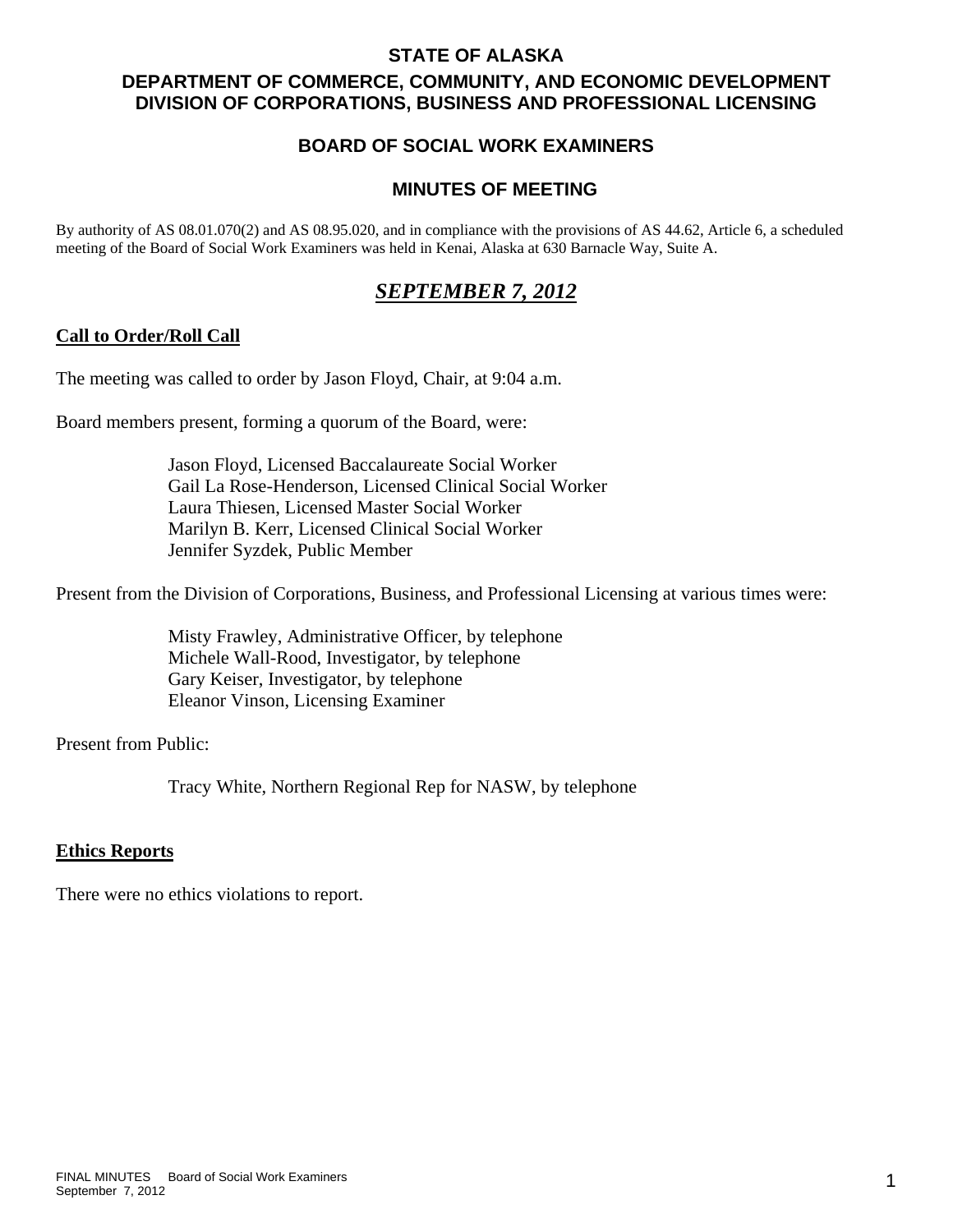# STATE OF ALASKA

## DEPARTMENT OF COMMERCE, COMMUNITY, AND ECONOMIC DEVELOPMENT
## DIVISION OF CORPORATIONS, BUSINESS AND PROFESSIONAL LICENSING

## BOARD OF SOCIAL WORK EXAMINERS

## MINUTES OF MEETING

By authority of AS 08.01.070(2) and AS 08.95.020, and in compliance with the provisions of AS 44.62, Article 6, a scheduled meeting of the Board of Social Work Examiners was held in Kenai, Alaska at 630 Barnacle Way, Suite A.

## *SEPTEMBER 7, 2012*

### Call to Order/Roll Call

The meeting was called to order by Jason Floyd, Chair, at 9:04 a.m.

Board members present, forming a quorum of the Board, were:

Jason Floyd, Licensed Baccalaureate Social Worker
Gail La Rose-Henderson, Licensed Clinical Social Worker
Laura Thiesen, Licensed Master Social Worker
Marilyn B. Kerr, Licensed Clinical Social Worker
Jennifer Syzdek, Public Member

Present from the Division of Corporations, Business, and Professional Licensing at various times were:

Misty Frawley, Administrative Officer, by telephone
Michele Wall-Rood, Investigator, by telephone
Gary Keiser, Investigator, by telephone
Eleanor Vinson, Licensing Examiner

Present from Public:

Tracy White, Northern Regional Rep for NASW, by telephone

### Ethics Reports

There were no ethics violations to report.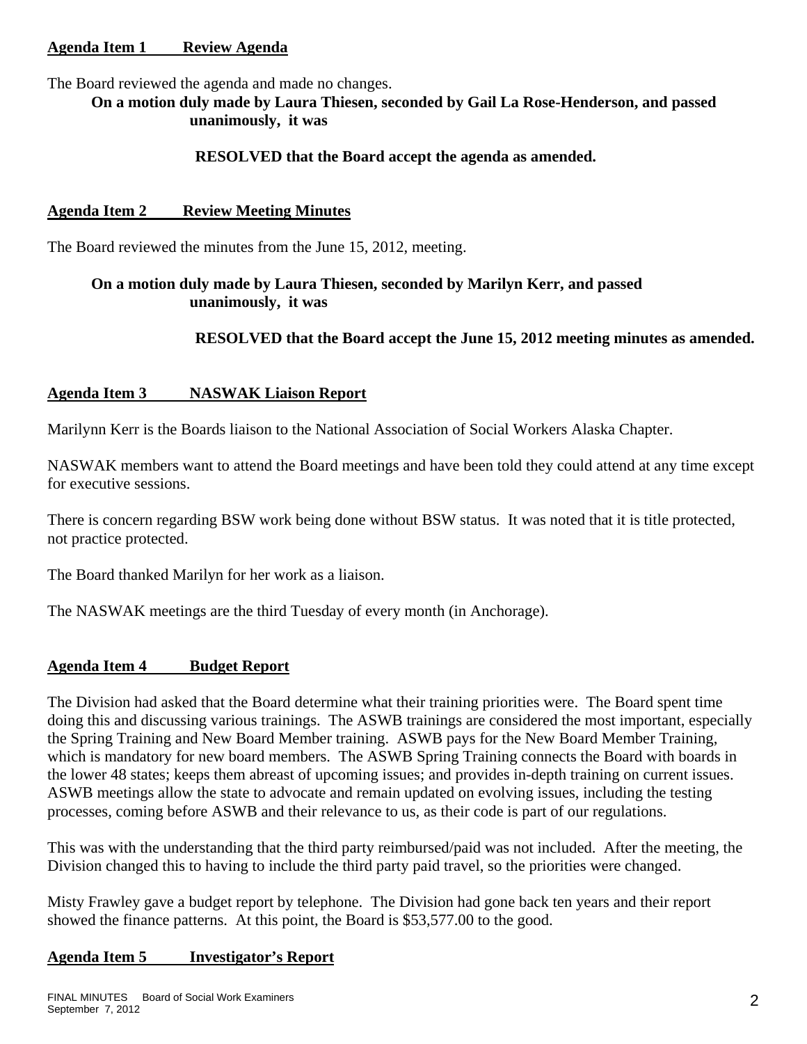**Agenda Item 1 Review Agenda**

The Board reviewed the agenda and made no changes.

> **On a motion duly made by Laura Thiesen, seconded by Gail La Rose-Henderson, and passed unanimously, it was**
>
> **RESOLVED that the Board accept the agenda as amended.**

**Agenda Item 2 Review Meeting Minutes**

The Board reviewed the minutes from the June 15, 2012, meeting.

> **On a motion duly made by Laura Thiesen, seconded by Marilyn Kerr, and passed unanimously, it was**
>
> **RESOLVED that the Board accept the June 15, 2012 meeting minutes as amended.**

**Agenda Item 3 NASWAK Liaison Report**

Marilynn Kerr is the Boards liaison to the National Association of Social Workers Alaska Chapter.

NASWAK members want to attend the Board meetings and have been told they could attend at any time except for executive sessions.

There is concern regarding BSW work being done without BSW status. It was noted that it is title protected, not practice protected.

The Board thanked Marilyn for her work as a liaison.

The NASWAK meetings are the third Tuesday of every month (in Anchorage).

**Agenda Item 4 Budget Report**

The Division had asked that the Board determine what their training priorities were. The Board spent time doing this and discussing various trainings. The ASWB trainings are considered the most important, especially the Spring Training and New Board Member training. ASWB pays for the New Board Member Training, which is mandatory for new board members. The ASWB Spring Training connects the Board with boards in the lower 48 states; keeps them abreast of upcoming issues; and provides in-depth training on current issues. ASWB meetings allow the state to advocate and remain updated on evolving issues, including the testing processes, coming before ASWB and their relevance to us, as their code is part of our regulations.

This was with the understanding that the third party reimbursed/paid was not included. After the meeting, the Division changed this to having to include the third party paid travel, so the priorities were changed.

Misty Frawley gave a budget report by telephone. The Division had gone back ten years and their report showed the finance patterns. At this point, the Board is $53,577.00 to the good.

**Agenda Item 5 Investigator's Report**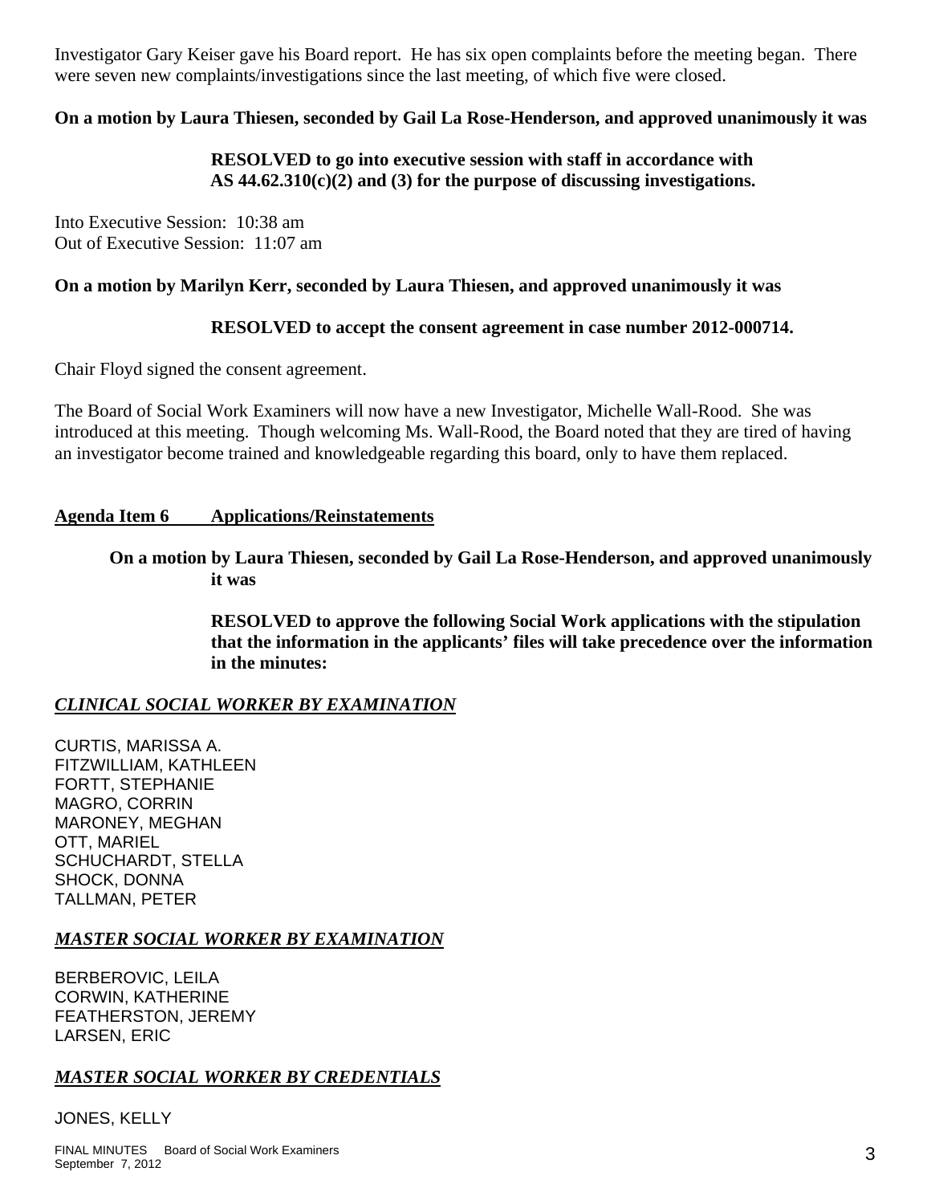Investigator Gary Keiser gave his Board report. He has six open complaints before the meeting began. There were seven new complaints/investigations since the last meeting, of which five were closed.

**On a motion by Laura Thiesen, seconded by Gail La Rose-Henderson, and approved unanimously it was**

> **RESOLVED to go into executive session with staff in accordance with AS 44.62.310(c)(2) and (3) for the purpose of discussing investigations.**

Into Executive Session: 10:38 am
Out of Executive Session: 11:07 am

**On a motion by Marilyn Kerr, seconded by Laura Thiesen, and approved unanimously it was**

> **RESOLVED to accept the consent agreement in case number 2012-000714.**

Chair Floyd signed the consent agreement.

The Board of Social Work Examiners will now have a new Investigator, Michelle Wall-Rood. She was introduced at this meeting. Though welcoming Ms. Wall-Rood, the Board noted that they are tired of having an investigator become trained and knowledgeable regarding this board, only to have them replaced.

## Agenda Item 6 Applications/Reinstatements

**On a motion by Laura Thiesen, seconded by Gail La Rose-Henderson, and approved unanimously it was**

> **RESOLVED to approve the following Social Work applications with the stipulation that the information in the applicants' files will take precedence over the information in the minutes:**

### ***CLINICAL SOCIAL WORKER BY EXAMINATION***

CURTIS, MARISSA A.
FITZWILLIAM, KATHLEEN
FORTT, STEPHANIE
MAGRO, CORRIN
MARONEY, MEGHAN
OTT, MARIEL
SCHUCHARDT, STELLA
SHOCK, DONNA
TALLMAN, PETER

### ***MASTER SOCIAL WORKER BY EXAMINATION***

BERBEROVIC, LEILA
CORWIN, KATHERINE
FEATHERSTON, JEREMY
LARSEN, ERIC

### ***MASTER SOCIAL WORKER BY CREDENTIALS***

JONES, KELLY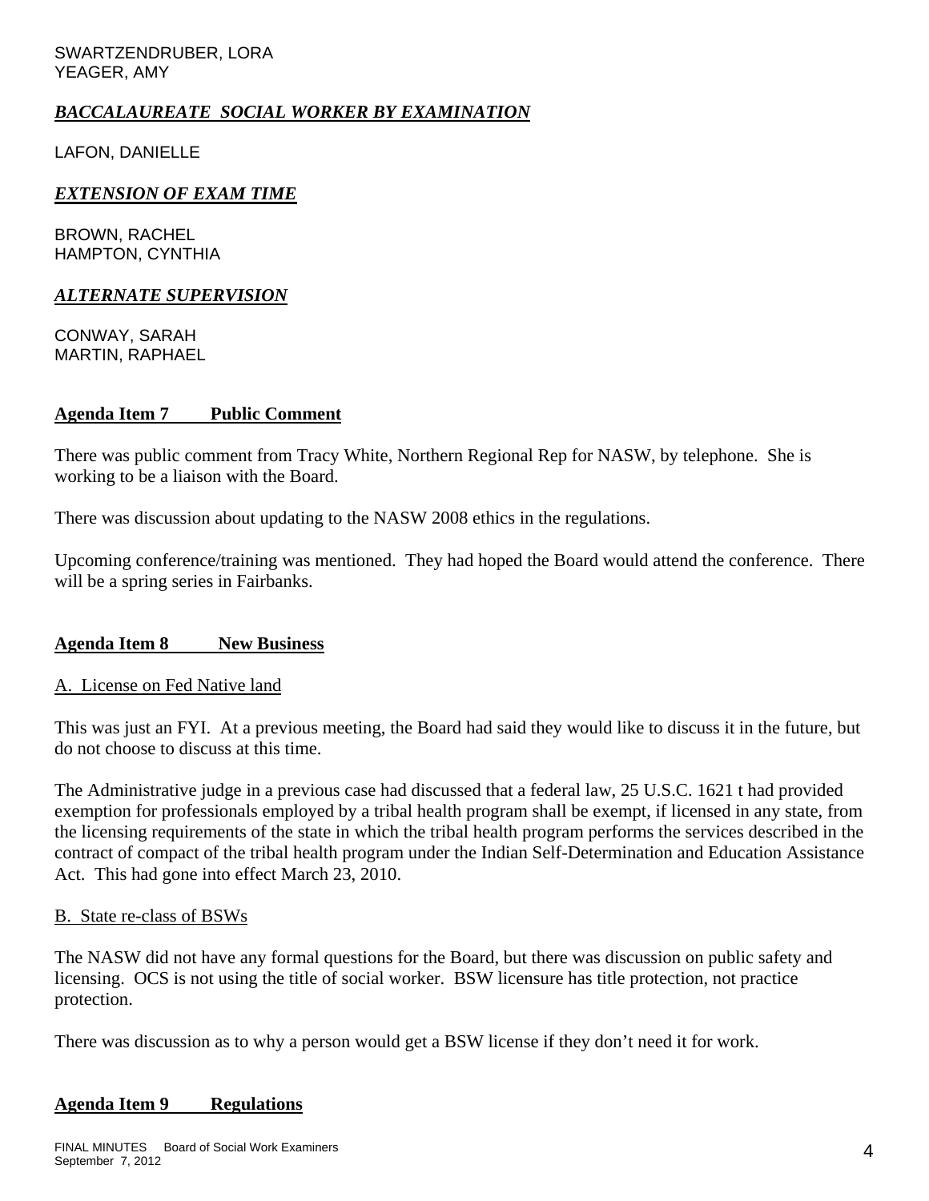SWARTZENDRUBER, LORA
YEAGER, AMY

***BACCALAUREATE SOCIAL WORKER BY EXAMINATION***

LAFON, DANIELLE

***EXTENSION OF EXAM TIME***

BROWN, RACHEL
HAMPTON, CYNTHIA

***ALTERNATE SUPERVISION***

CONWAY, SARAH
MARTIN, RAPHAEL

## Agenda Item 7 Public Comment

There was public comment from Tracy White, Northern Regional Rep for NASW, by telephone. She is working to be a liaison with the Board.

There was discussion about updating to the NASW 2008 ethics in the regulations.

Upcoming conference/training was mentioned. They had hoped the Board would attend the conference. There will be a spring series in Fairbanks.

## Agenda Item 8 New Business

A. License on Fed Native land

This was just an FYI. At a previous meeting, the Board had said they would like to discuss it in the future, but do not choose to discuss at this time.

The Administrative judge in a previous case had discussed that a federal law, 25 U.S.C. 1621 t had provided exemption for professionals employed by a tribal health program shall be exempt, if licensed in any state, from the licensing requirements of the state in which the tribal health program performs the services described in the contract of compact of the tribal health program under the Indian Self-Determination and Education Assistance Act. This had gone into effect March 23, 2010.

B. State re-class of BSWs

The NASW did not have any formal questions for the Board, but there was discussion on public safety and licensing. OCS is not using the title of social worker. BSW licensure has title protection, not practice protection.

There was discussion as to why a person would get a BSW license if they don't need it for work.

## Agenda Item 9 Regulations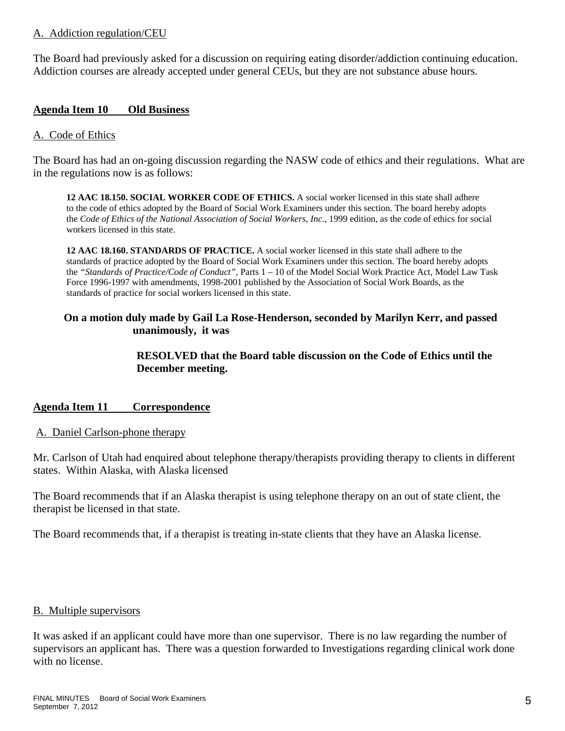A. Addiction regulation/CEU

The Board had previously asked for a discussion on requiring eating disorder/addiction continuing education. Addiction courses are already accepted under general CEUs, but they are not substance abuse hours.

**Agenda Item 10 Old Business**

A. Code of Ethics

The Board has had an on-going discussion regarding the NASW code of ethics and their regulations. What are in the regulations now is as follows:

> **12 AAC 18.150. SOCIAL WORKER CODE OF ETHICS.** A social worker licensed in this state shall adhere to the code of ethics adopted by the Board of Social Work Examiners under this section. The board hereby adopts the *Code of Ethics of the National Association of Social Workers, Inc.*, 1999 edition, as the code of ethics for social workers licensed in this state.
>
> **12 AAC 18.160. STANDARDS OF PRACTICE.** A social worker licensed in this state shall adhere to the standards of practice adopted by the Board of Social Work Examiners under this section. The board hereby adopts the *"Standards of Practice/Code of Conduct"*, Parts 1 – 10 of the Model Social Work Practice Act, Model Law Task Force 1996-1997 with amendments, 1998-2001 published by the Association of Social Work Boards, as the standards of practice for social workers licensed in this state.

**On a motion duly made by Gail La Rose-Henderson, seconded by Marilyn Kerr, and passed unanimously, it was**

**RESOLVED that the Board table discussion on the Code of Ethics until the December meeting.**

**Agenda Item 11 Correspondence**

A. Daniel Carlson-phone therapy

Mr. Carlson of Utah had enquired about telephone therapy/therapists providing therapy to clients in different states. Within Alaska, with Alaska licensed

The Board recommends that if an Alaska therapist is using telephone therapy on an out of state client, the therapist be licensed in that state.

The Board recommends that, if a therapist is treating in-state clients that they have an Alaska license.

B. Multiple supervisors

It was asked if an applicant could have more than one supervisor. There is no law regarding the number of supervisors an applicant has. There was a question forwarded to Investigations regarding clinical work done with no license.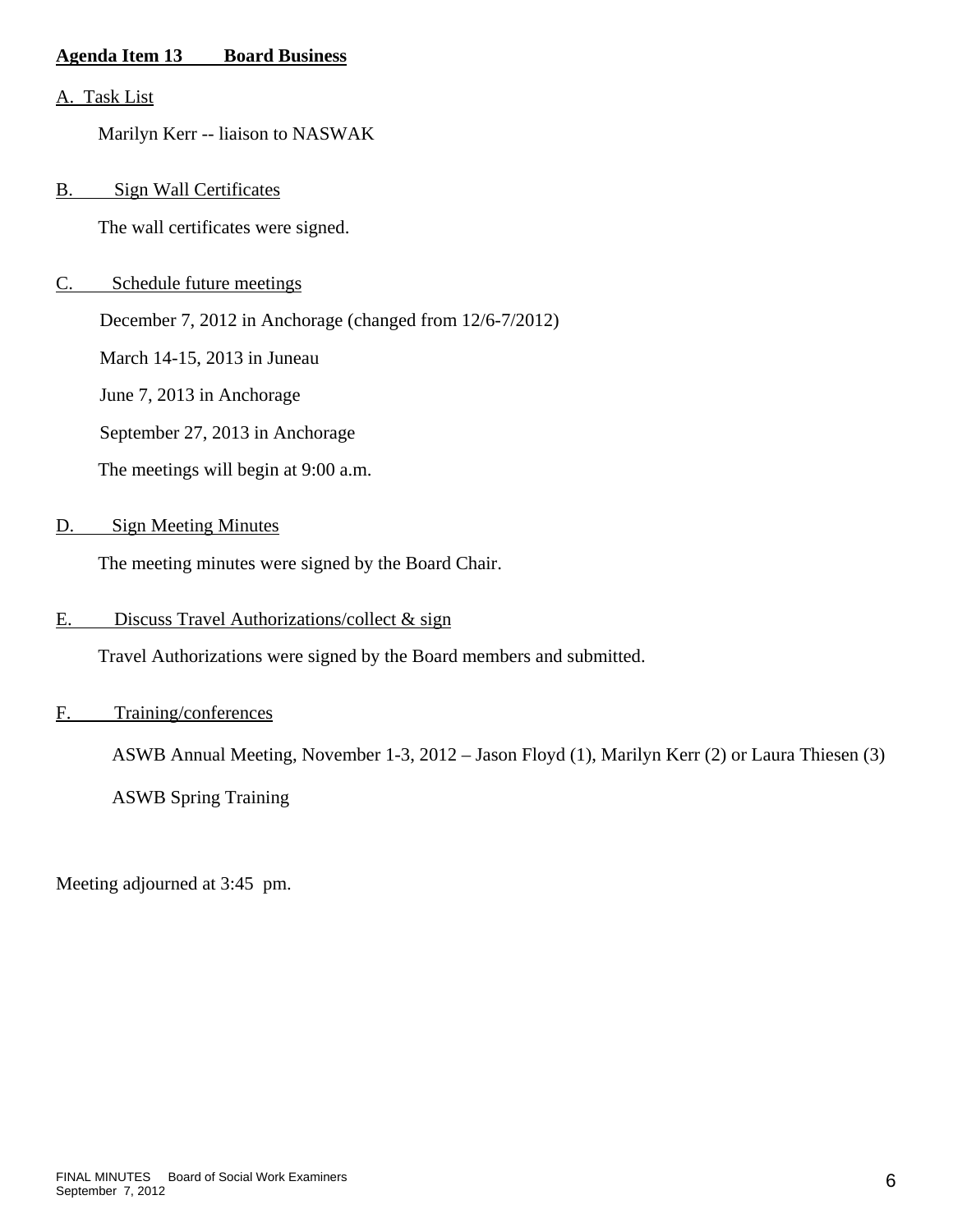**Agenda Item 13 Board Business**

A. Task List

Marilyn Kerr -- liaison to NASWAK

B. Sign Wall Certificates

The wall certificates were signed.

C. Schedule future meetings

December 7, 2012 in Anchorage (changed from 12/6-7/2012)

March 14-15, 2013 in Juneau

June 7, 2013 in Anchorage

September 27, 2013 in Anchorage

The meetings will begin at 9:00 a.m.

D. Sign Meeting Minutes

The meeting minutes were signed by the Board Chair.

E. Discuss Travel Authorizations/collect & sign

Travel Authorizations were signed by the Board members and submitted.

F. Training/conferences

ASWB Annual Meeting, November 1-3, 2012 – Jason Floyd (1), Marilyn Kerr (2) or Laura Thiesen (3)

ASWB Spring Training

Meeting adjourned at 3:45 pm.